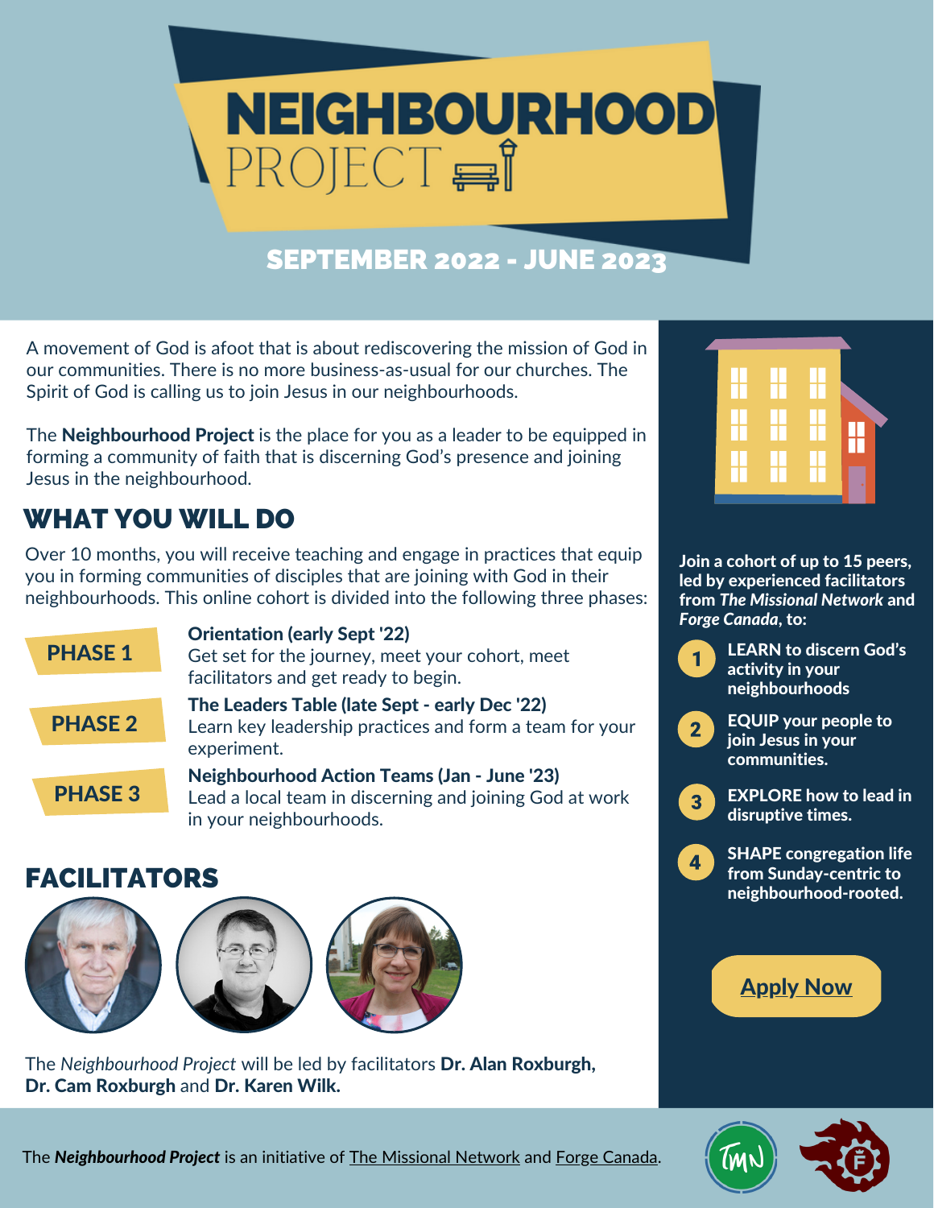# NEIGHBOURHOOD PROJECT

## SEPTEMBER 2022 - JUNE 2023

A movement of God is afoot that is about rediscovering the mission of God in our communities. There is no more business-as-usual for our churches. The Spirit of God is calling us to join Jesus in our neighbourhoods.

The **Neighbourhood Project** is the place for you as a leader to be equipped in forming a community of faith that is discerning God's presence and joining Jesus in the neighbourhood.

## WHAT YOU WILL DO

Over 10 months, you will receive teaching and engage in practices that equip you in forming communities of disciples that are joining with God in their neighbourhoods. This online cohort is divided into the following three phases:

**PHASE 1**
**Orientation (early Sept '22)**
Get set for the journey, meet your cohort, meet facilitators and get ready to begin.

**PHASE 2**
**The Leaders Table (late Sept - early Dec '22)**
Learn key leadership practices and form a team for your experiment.

**PHASE 3**
**Neighbourhood Action Teams (Jan - June '23)**
Lead a local team in discerning and joining God at work in your neighbourhoods.

## FACILITATORS

The *Neighbourhood Project* will be led by facilitators **Dr. Alan Roxburgh, Dr. Cam Roxburgh** and **Dr. Karen Wilk.**

**Join a cohort of up to 15 peers, led by experienced facilitators from *The Missional Network* and *Forge Canada*, to:**

1. **LEARN to discern God's activity in your neighbourhoods**
2. **EQUIP your people to join Jesus in your communities.**
3. **EXPLORE how to lead in disruptive times.**
4. **SHAPE congregation life from Sunday-centric to neighbourhood-rooted.**

**Apply Now**

The ***Neighbourhood Project*** is an initiative of The Missional Network and Forge Canada.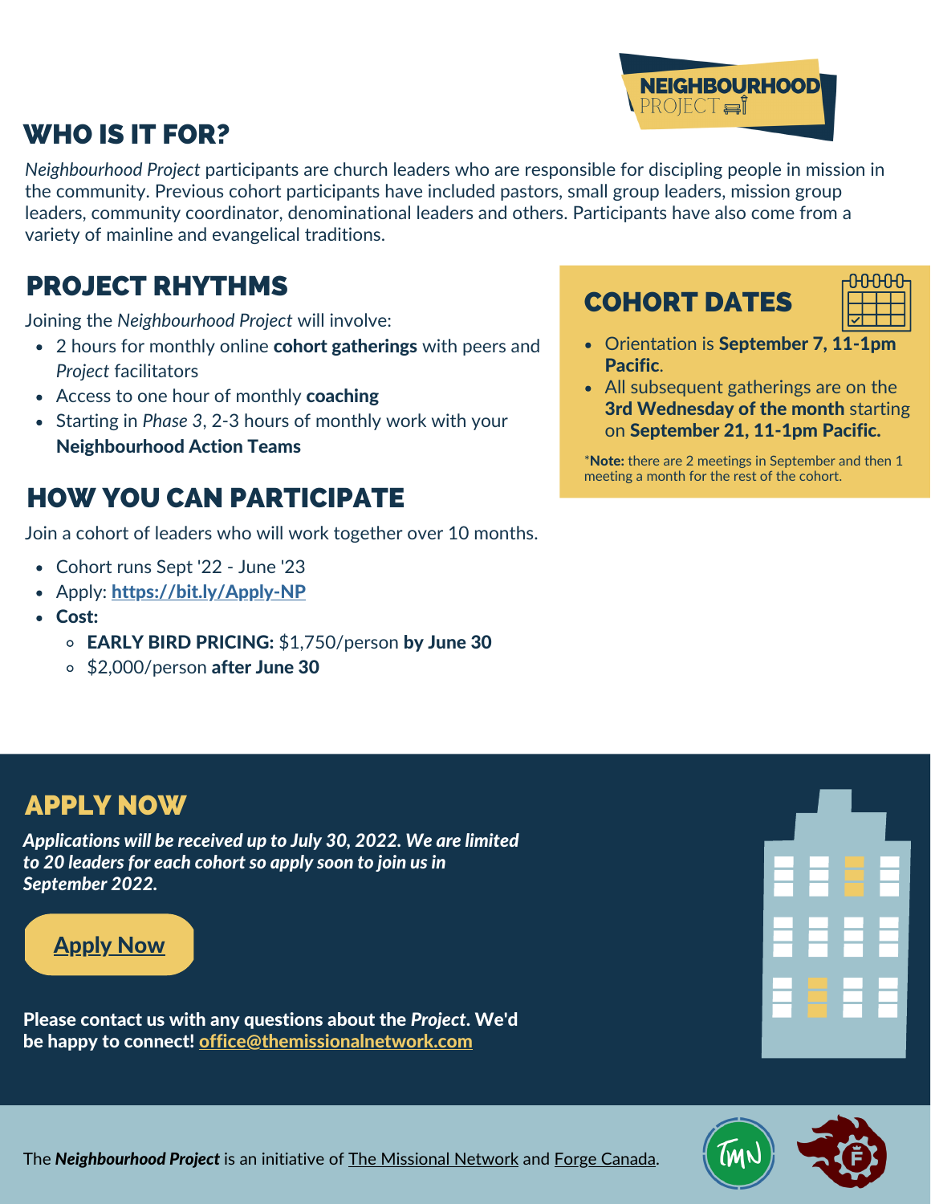NEIGHBOURHOOD PROJECT

## WHO IS IT FOR?

*Neighbourhood Project* participants are church leaders who are responsible for discipling people in mission in the community. Previous cohort participants have included pastors, small group leaders, mission group leaders, community coordinator, denominational leaders and others. Participants have also come from a variety of mainline and evangelical traditions.

## PROJECT RHYTHMS

Joining the *Neighbourhood Project* will involve:

- 2 hours for monthly online **cohort gatherings** with peers and *Project* facilitators
- Access to one hour of monthly **coaching**
- Starting in *Phase 3*, 2-3 hours of monthly work with your **Neighbourhood Action Teams**

## HOW YOU CAN PARTICIPATE

Join a cohort of leaders who will work together over 10 months.

- Cohort runs Sept '22 - June '23
- Apply: **https://bit.ly/Apply-NP**
- **Cost:**
  - **EARLY BIRD PRICING:** $1,750/person **by June 30**
  - $2,000/person **after June 30**

## COHORT DATES

- Orientation is **September 7, 11-1pm Pacific**.
- All subsequent gatherings are on the **3rd Wednesday of the month** starting on **September 21, 11-1pm Pacific.**

*__Note:__ there are 2 meetings in September and then 1 meeting a month for the rest of the cohort.

## APPLY NOW

***Applications will be received up to July 30, 2022. We are limited to 20 leaders for each cohort so apply soon to join us in September 2022.***

**Apply Now**

**Please contact us with any questions about the *Project*. We'd be happy to connect! office@themissionalnetwork.com**

The ***Neighbourhood Project*** is an initiative of The Missional Network and Forge Canada.